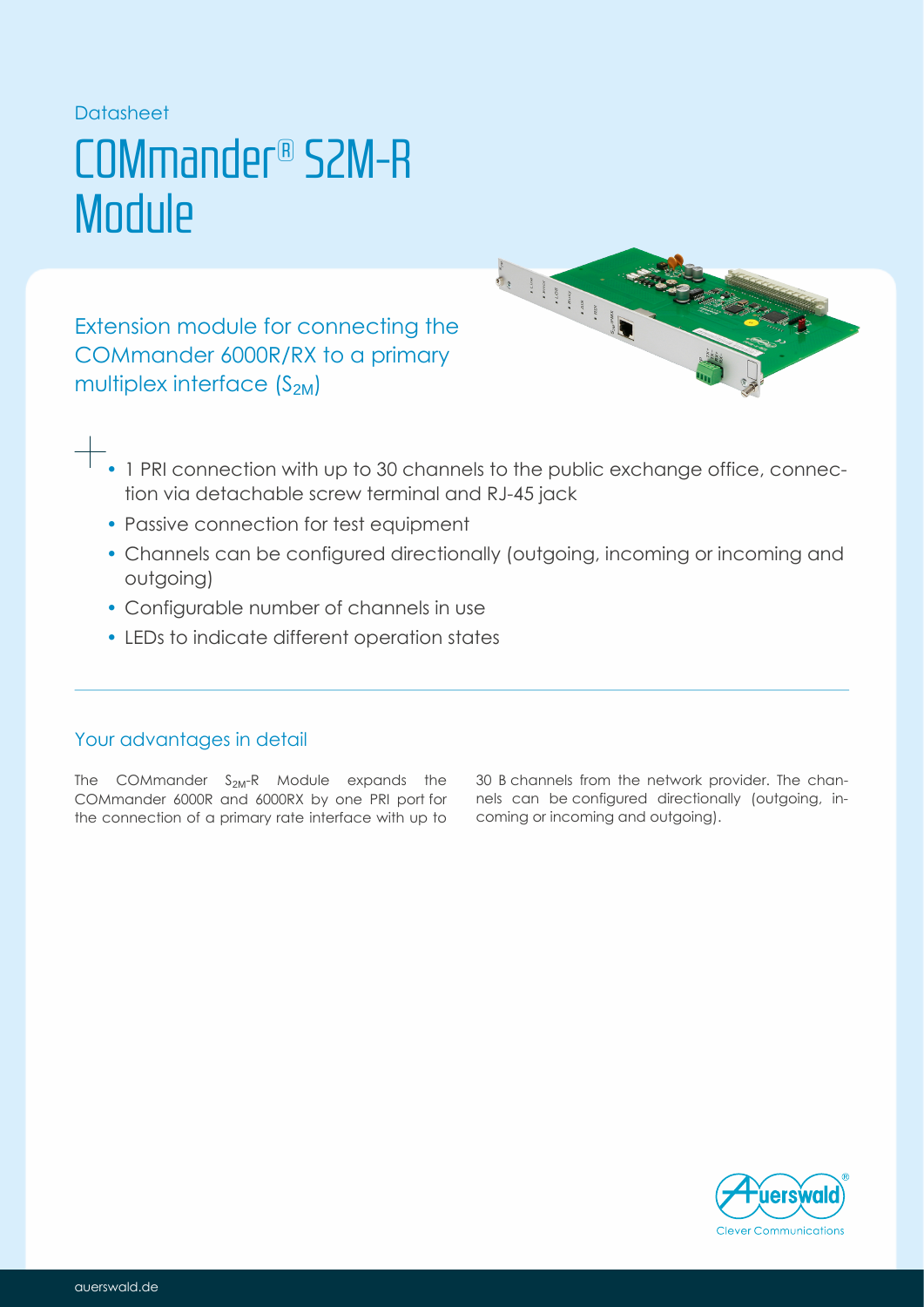Datasheet

# COMmander® S2M-R Module

Extension module for connecting the COMmander 6000R/RX to a primary multiplex interface ($S_{2M}$)

- 1 PRI connection with up to 30 channels to the public exchange office, connection via detachable screw terminal and RJ-45 jack
- Passive connection for test equipment
- Channels can be configured directionally (outgoing, incoming or incoming and outgoing)
- Configurable number of channels in use
- LEDs to indicate different operation states

## Your advantages in detail

The COMmander $S_{2M}$-R Module expands the COMmander 6000R and 6000RX by one PRI port for the connection of a primary rate interface with up to 30 B channels from the network provider. The channels can be configured directionally (outgoing, incoming or incoming and outgoing).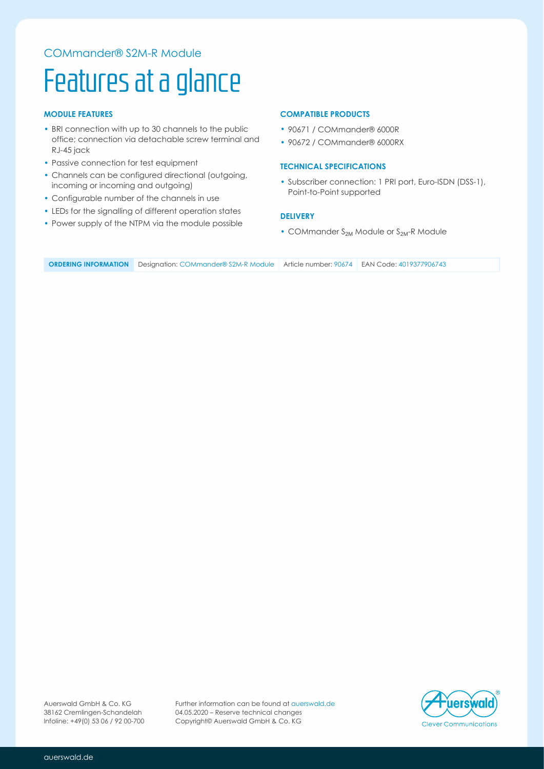COMmander® S2M-R Module

# Features at a glance

### MODULE FEATURES

- BRI connection with up to 30 channels to the public office; connection via detachable screw terminal and RJ-45 jack
- Passive connection for test equipment
- Channels can be configured directional (outgoing, incoming or incoming and outgoing)
- Configurable number of the channels in use
- LEDs for the signalling of different operation states
- Power supply of the NTPM via the module possible

### COMPATIBLE PRODUCTS

- 90671 / COMmander® 6000R
- 90672 / COMmander® 6000RX

### TECHNICAL SPECIFICATIONS

- Subscriber connection: 1 PRI port, Euro-ISDN (DSS-1), Point-to-Point supported

### DELIVERY

- COMmander $S_{2M}$ Module or $S_{2M}$-R Module

| | | | |
|---|---|---|---|
| **ORDERING INFORMATION** | Designation: COMmander® S2M-R Module | Article number: 90674 | EAN Code: 4019377906743 |

Auerswald GmbH & Co. KG
38162 Cremlingen-Schandelah
Infoline: +49(0) 53 06 / 92 00-700

Further information can be found at auerswald.de
04.05.2020 – Reserve technical changes
Copyright© Auerswald GmbH & Co. KG